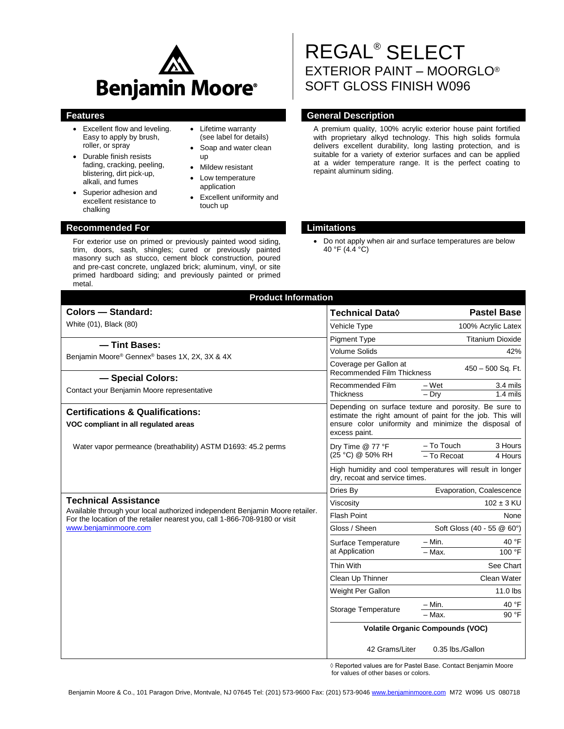Benjamin Moore®

# REGAL® SELECT
## EXTERIOR PAINT – MOORGLO® SOFT GLOSS FINISH W096

## Features

- Excellent flow and leveling. Easy to apply by brush, roller, or spray
- Durable finish resists fading, cracking, peeling, blistering, dirt pick-up, alkali, and fumes
- Superior adhesion and excellent resistance to chalking
- Lifetime warranty (see label for details)
- Soap and water clean up
- Mildew resistant
- Low temperature application
- Excellent uniformity and touch up

## General Description

A premium quality, 100% acrylic exterior house paint fortified with proprietary alkyd technology. This high solids formula delivers excellent durability, long lasting protection, and is suitable for a variety of exterior surfaces and can be applied at a wider temperature range. It is the perfect coating to repaint aluminum siding.

## Recommended For

For exterior use on primed or previously painted wood siding, trim, doors, sash, shingles; cured or previously painted masonry such as stucco, cement block construction, poured and pre-cast concrete, unglazed brick; aluminum, vinyl, or site primed hardboard siding; and previously painted or primed metal.

## Limitations

- Do not apply when air and surface temperatures are below 40 °F (4.4 °C)

## Product Information

### Colors — Standard:

White (01), Black (80)

### — Tint Bases:

Benjamin Moore® Gennex® bases 1X, 2X, 3X & 4X

### — Special Colors:

Contact your Benjamin Moore representative

### Certifications & Qualifications:

**VOC compliant in all regulated areas**

Water vapor permeance (breathability) ASTM D1693: 45.2 perms

### Technical Assistance

Available through your local authorized independent Benjamin Moore retailer. For the location of the retailer nearest you, call 1-866-708-9180 or visit www.benjaminmoore.com

| Technical Data◊ | | Pastel Base |
|---|---|---|
| Vehicle Type | | 100% Acrylic Latex |
| Pigment Type | | Titanium Dioxide |
| Volume Solids | | 42% |
| Coverage per Gallon at Recommended Film Thickness | | 450 – 500 Sq. Ft. |
| Recommended Film Thickness | – Wet | 3.4 mils |
| | – Dry | 1.4 mils |
| Depending on surface texture and porosity. Be sure to estimate the right amount of paint for the job. This will ensure color uniformity and minimize the disposal of excess paint. | | |
| Dry Time @ 77 °F (25 °C) @ 50% RH | – To Touch | 3 Hours |
| | – To Recoat | 4 Hours |
| High humidity and cool temperatures will result in longer dry, recoat and service times. | | |
| Dries By | | Evaporation, Coalescence |
| Viscosity | | 102 ± 3 KU |
| Flash Point | | None |
| Gloss / Sheen | | Soft Gloss (40 - 55 @ 60°) |
| Surface Temperature at Application | – Min. | 40 °F |
| | – Max. | 100 °F |
| Thin With | | See Chart |
| Clean Up Thinner | | Clean Water |
| Weight Per Gallon | | 11.0 lbs |
| Storage Temperature | – Min. | 40 °F |
| | – Max. | 90 °F |
| **Volatile Organic Compounds (VOC)** | | |
| 42 Grams/Liter | | 0.35 lbs./Gallon |

◊ Reported values are for Pastel Base. Contact Benjamin Moore for values of other bases or colors.

Benjamin Moore & Co., 101 Paragon Drive, Montvale, NJ 07645 Tel: (201) 573-9600 Fax: (201) 573-9046 www.benjaminmoore.com M72 W096 US 080718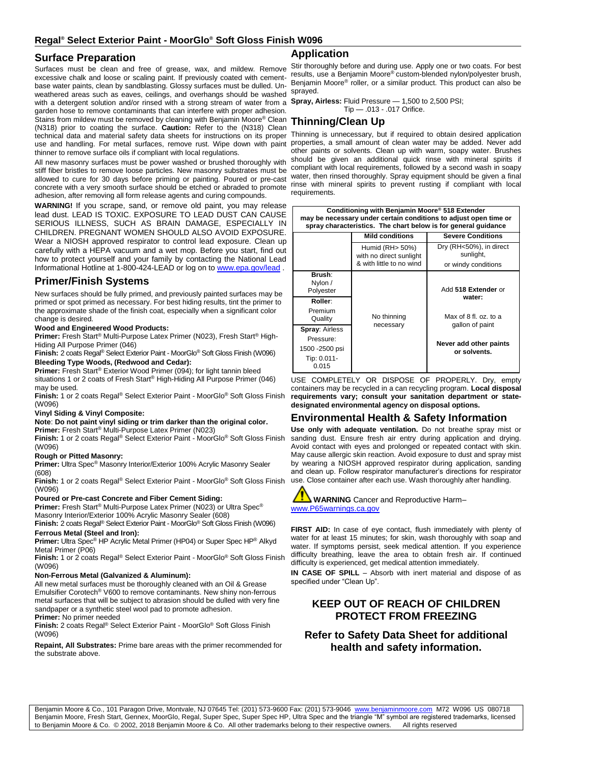## Regal® Select Exterior Paint - MoorGlo® Soft Gloss Finish W096

## Surface Preparation

Surfaces must be clean and free of grease, wax, and mildew. Remove excessive chalk and loose or scaling paint. If previously coated with cement-base water paints, clean by sandblasting. Glossy surfaces must be dulled. Un-weathered areas such as eaves, ceilings, and overhangs should be washed with a detergent solution and/or rinsed with a strong stream of water from a garden hose to remove contaminants that can interfere with proper adhesion. Stains from mildew must be removed by cleaning with Benjamin Moore® Clean (N318) prior to coating the surface. **Caution:** Refer to the (N318) Clean technical data and material safety data sheets for instructions on its proper use and handling. For metal surfaces, remove rust. Wipe down with paint thinner to remove surface oils if compliant with local regulations.

All new masonry surfaces must be power washed or brushed thoroughly with stiff fiber bristles to remove loose particles. New masonry substrates must be allowed to cure for 30 days before priming or painting. Poured or pre-cast concrete with a very smooth surface should be etched or abraded to promote adhesion, after removing all form release agents and curing compounds.

**WARNING!** If you scrape, sand, or remove old paint, you may release lead dust. LEAD IS TOXIC. EXPOSURE TO LEAD DUST CAN CAUSE SERIOUS ILLNESS, SUCH AS BRAIN DAMAGE, ESPECIALLY IN CHILDREN. PREGNANT WOMEN SHOULD ALSO AVOID EXPOSURE. Wear a NIOSH approved respirator to control lead exposure. Clean up carefully with a HEPA vacuum and a wet mop. Before you start, find out how to protect yourself and your family by contacting the National Lead Informational Hotline at 1-800-424-LEAD or log on to www.epa.gov/lead .

## Primer/Finish Systems

New surfaces should be fully primed, and previously painted surfaces may be primed or spot primed as necessary. For best hiding results, tint the primer to the approximate shade of the finish coat, especially when a significant color change is desired.

**Wood and Engineered Wood Products:**

**Primer:** Fresh Start® Multi-Purpose Latex Primer (N023), Fresh Start® High-Hiding All Purpose Primer (046)

**Finish:** 2 coats Regal® Select Exterior Paint - MoorGlo® Soft Gloss Finish (W096)

**Bleeding Type Woods, (Redwood and Cedar):**

**Primer:** Fresh Start® Exterior Wood Primer (094); for light tannin bleed situations 1 or 2 coats of Fresh Start® High-Hiding All Purpose Primer (046) may be used.

**Finish:** 1 or 2 coats Regal® Select Exterior Paint - MoorGlo® Soft Gloss Finish (W096)

**Vinyl Siding & Vinyl Composite:**

**Note**: **Do not paint vinyl siding or trim darker than the original color.**

**Primer:** Fresh Start® Multi-Purpose Latex Primer (N023)

**Finish:** 1 or 2 coats Regal® Select Exterior Paint - MoorGlo® Soft Gloss Finish (W096)

**Rough or Pitted Masonry:**

**Primer:** Ultra Spec® Masonry Interior/Exterior 100% Acrylic Masonry Sealer (608)

**Finish:** 1 or 2 coats Regal® Select Exterior Paint - MoorGlo® Soft Gloss Finish (W096)

**Poured or Pre-cast Concrete and Fiber Cement Siding:**

**Primer:** Fresh Start® Multi-Purpose Latex Primer (N023) or Ultra Spec® Masonry Interior/Exterior 100% Acrylic Masonry Sealer (608)

**Finish:** 2 coats Regal® Select Exterior Paint - MoorGlo® Soft Gloss Finish (W096)

**Ferrous Metal (Steel and Iron):**

**Primer:** Ultra Spec® HP Acrylic Metal Primer (HP04) or Super Spec HP® Alkyd Metal Primer (P06)

**Finish:** 1 or 2 coats Regal® Select Exterior Paint - MoorGlo® Soft Gloss Finish (W096)

**Non-Ferrous Metal (Galvanized & Aluminum):**

All new metal surfaces must be thoroughly cleaned with an Oil & Grease Emulsifier Corotech® V600 to remove contaminants. New shiny non-ferrous metal surfaces that will be subject to abrasion should be dulled with very fine sandpaper or a synthetic steel wool pad to promote adhesion.

**Primer:** No primer needed

**Finish:** 2 coats Regal® Select Exterior Paint - MoorGlo® Soft Gloss Finish (W096)

**Repaint, All Substrates:** Prime bare areas with the primer recommended for the substrate above.

## Application

Stir thoroughly before and during use. Apply one or two coats. For best results, use a Benjamin Moore® custom-blended nylon/polyester brush, Benjamin Moore® roller, or a similar product. This product can also be sprayed.

**Spray, Airless:** Fluid Pressure — 1,500 to 2,500 PSI;
Tip — .013 - .017 Orifice.

## Thinning/Clean Up

Thinning is unnecessary, but if required to obtain desired application properties, a small amount of clean water may be added. Never add other paints or solvents. Clean up with warm, soapy water. Brushes should be given an additional quick rinse with mineral spirits if compliant with local requirements, followed by a second wash in soapy water, then rinsed thoroughly. Spray equipment should be given a final rinse with mineral spirits to prevent rusting if compliant with local requirements.

**Conditioning with Benjamin Moore® 518 Extender may be necessary under certain conditions to adjust open time or spray characteristics. The chart below is for general guidance**

| | **Mild conditions** | **Severe Conditions** |
|---|---|---|
| | Humid (RH> 50%) with no direct sunlight & with little to no wind | Dry (RH<50%), in direct sunlight, or windy conditions |
| **Brush**: Nylon / Polyester<br>**Roller**: Premium Quality<br>**Spray**: Airless Pressure: 1500 -2500 psi Tip: 0.011-0.015 | No thinning necessary | Add **518 Extender** or **water:**<br>Max of 8 fl. oz. to a gallon of paint<br>**Never add other paints or solvents.** |

USE COMPLETELY OR DISPOSE OF PROPERLY. Dry, empty containers may be recycled in a can recycling program. **Local disposal requirements vary; consult your sanitation department or state-designated environmental agency on disposal options.**

## Environmental Health & Safety Information

**Use only with adequate ventilation.** Do not breathe spray mist or sanding dust. Ensure fresh air entry during application and drying. Avoid contact with eyes and prolonged or repeated contact with skin. May cause allergic skin reaction. Avoid exposure to dust and spray mist by wearing a NIOSH approved respirator during application, sanding and clean up. Follow respirator manufacturer's directions for respirator use. Close container after each use. Wash thoroughly after handling.

**WARNING** Cancer and Reproductive Harm– www.P65warnings.ca.gov

**FIRST AID:** In case of eye contact, flush immediately with plenty of water for at least 15 minutes; for skin, wash thoroughly with soap and water. If symptoms persist, seek medical attention. If you experience difficulty breathing, leave the area to obtain fresh air. If continued difficulty is experienced, get medical attention immediately.

**IN CASE OF SPILL** – Absorb with inert material and dispose of as specified under "Clean Up".

### KEEP OUT OF REACH OF CHILDREN
### PROTECT FROM FREEZING

### Refer to Safety Data Sheet for additional health and safety information.

Benjamin Moore & Co., 101 Paragon Drive, Montvale, NJ 07645 Tel: (201) 573-9600 Fax: (201) 573-9046 www.benjaminmoore.com M72 W096 US 080718
Benjamin Moore, Fresh Start, Gennex, MoorGlo, Regal, Super Spec, Super Spec HP, Ultra Spec and the triangle "M" symbol are registered trademarks, licensed to Benjamin Moore & Co. © 2002, 2018 Benjamin Moore & Co. All other trademarks belong to their respective owners. All rights reserved